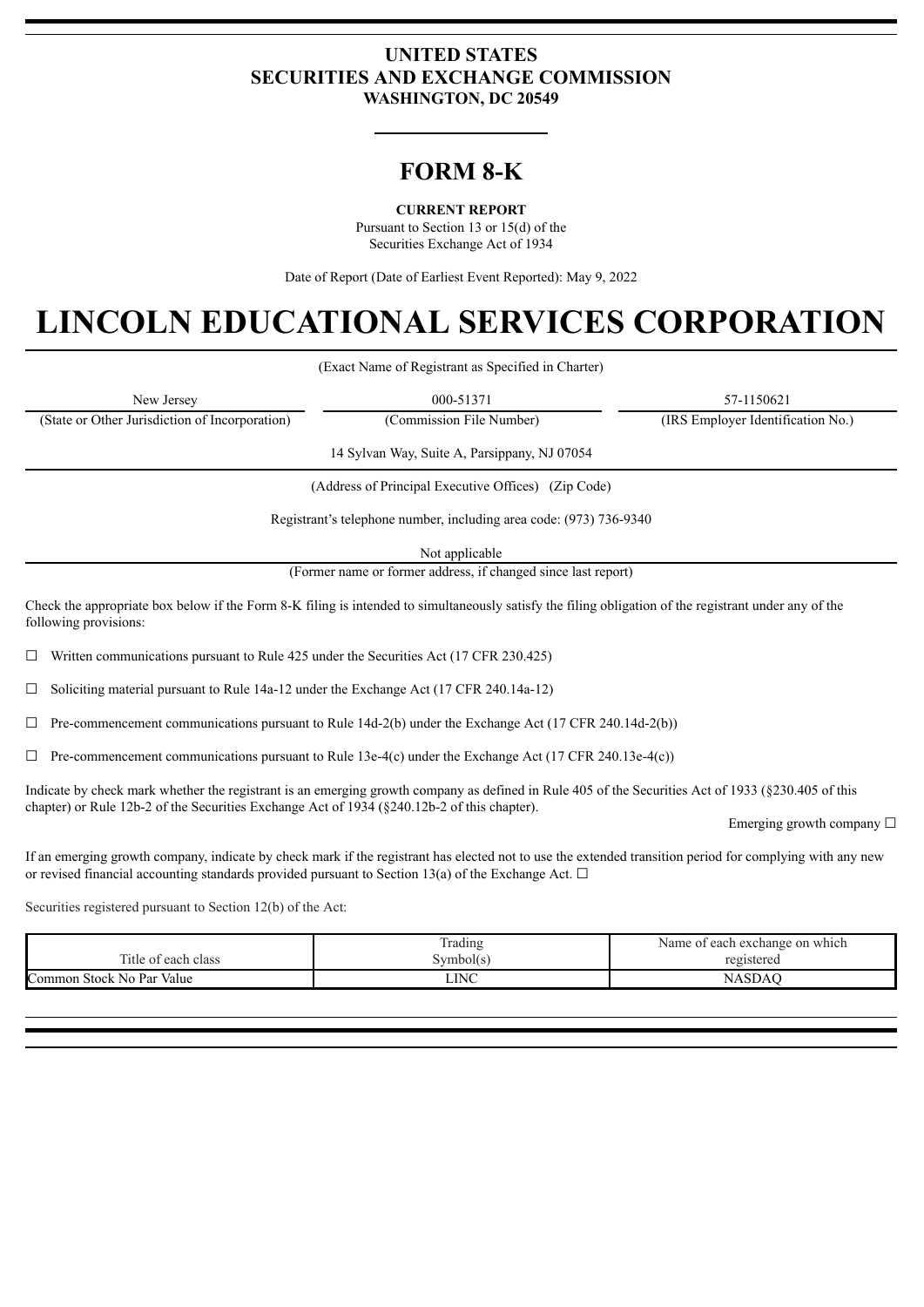**UNITED STATES**
**SECURITIES AND EXCHANGE COMMISSION**
**WASHINGTON, DC 20549**

# FORM 8-K

**CURRENT REPORT**
Pursuant to Section 13 or 15(d) of the
Securities Exchange Act of 1934

Date of Report (Date of Earliest Event Reported): May 9, 2022

# LINCOLN EDUCATIONAL SERVICES CORPORATION

(Exact Name of Registrant as Specified in Charter)

| New Jersey | 000-51371 | 57-1150621 |
|---|---|---|
| (State or Other Jurisdiction of Incorporation) | (Commission File Number) | (IRS Employer Identification No.) |

14 Sylvan Way, Suite A, Parsippany, NJ 07054

(Address of Principal Executive Offices) (Zip Code)

Registrant's telephone number, including area code: (973) 736-9340

Not applicable

(Former name or former address, if changed since last report)

Check the appropriate box below if the Form 8-K filing is intended to simultaneously satisfy the filing obligation of the registrant under any of the following provisions:

☐ Written communications pursuant to Rule 425 under the Securities Act (17 CFR 230.425)

☐ Soliciting material pursuant to Rule 14a-12 under the Exchange Act (17 CFR 240.14a-12)

☐ Pre-commencement communications pursuant to Rule 14d-2(b) under the Exchange Act (17 CFR 240.14d-2(b))

☐ Pre-commencement communications pursuant to Rule 13e-4(c) under the Exchange Act (17 CFR 240.13e-4(c))

Indicate by check mark whether the registrant is an emerging growth company as defined in Rule 405 of the Securities Act of 1933 (§230.405 of this chapter) or Rule 12b-2 of the Securities Exchange Act of 1934 (§240.12b-2 of this chapter).

Emerging growth company ☐

If an emerging growth company, indicate by check mark if the registrant has elected not to use the extended transition period for complying with any new or revised financial accounting standards provided pursuant to Section 13(a) of the Exchange Act. ☐

Securities registered pursuant to Section 12(b) of the Act:

| Title of each class | Trading Symbol(s) | Name of each exchange on which registered |
|---|---|---|
| Common Stock No Par Value | LINC | NASDAQ |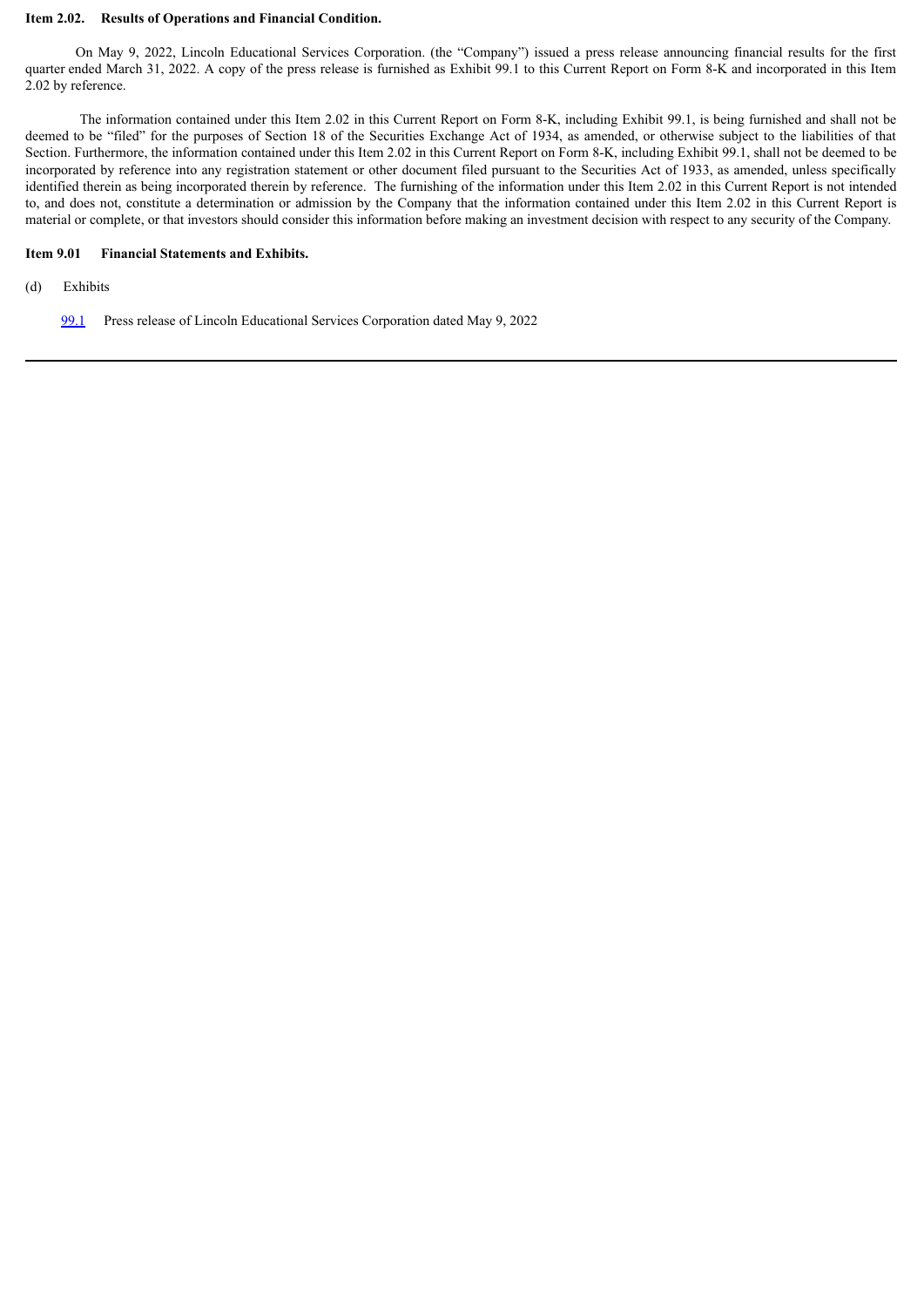**Item 2.02. Results of Operations and Financial Condition.**

On May 9, 2022, Lincoln Educational Services Corporation. (the "Company") issued a press release announcing financial results for the first quarter ended March 31, 2022. A copy of the press release is furnished as Exhibit 99.1 to this Current Report on Form 8-K and incorporated in this Item 2.02 by reference.

The information contained under this Item 2.02 in this Current Report on Form 8-K, including Exhibit 99.1, is being furnished and shall not be deemed to be "filed" for the purposes of Section 18 of the Securities Exchange Act of 1934, as amended, or otherwise subject to the liabilities of that Section. Furthermore, the information contained under this Item 2.02 in this Current Report on Form 8-K, including Exhibit 99.1, shall not be deemed to be incorporated by reference into any registration statement or other document filed pursuant to the Securities Act of 1933, as amended, unless specifically identified therein as being incorporated therein by reference. The furnishing of the information under this Item 2.02 in this Current Report is not intended to, and does not, constitute a determination or admission by the Company that the information contained under this Item 2.02 in this Current Report is material or complete, or that investors should consider this information before making an investment decision with respect to any security of the Company.

**Item 9.01 Financial Statements and Exhibits.**

(d) Exhibits

99.1 Press release of Lincoln Educational Services Corporation dated May 9, 2022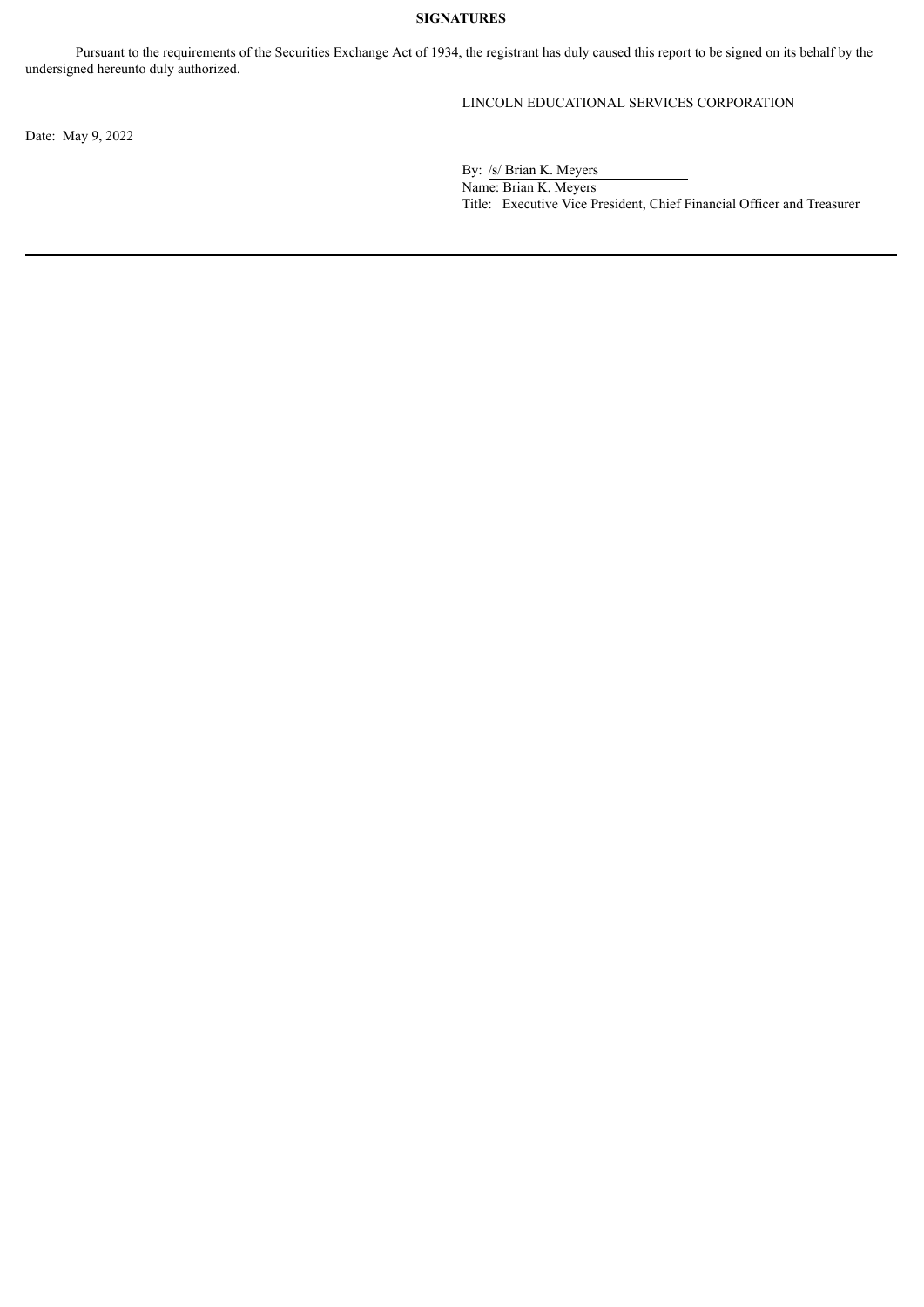**SIGNATURES**

Pursuant to the requirements of the Securities Exchange Act of 1934, the registrant has duly caused this report to be signed on its behalf by the undersigned hereunto duly authorized.

LINCOLN EDUCATIONAL SERVICES CORPORATION

Date: May 9, 2022

By: /s/ Brian K. Meyers
Name: Brian K. Meyers
Title: Executive Vice President, Chief Financial Officer and Treasurer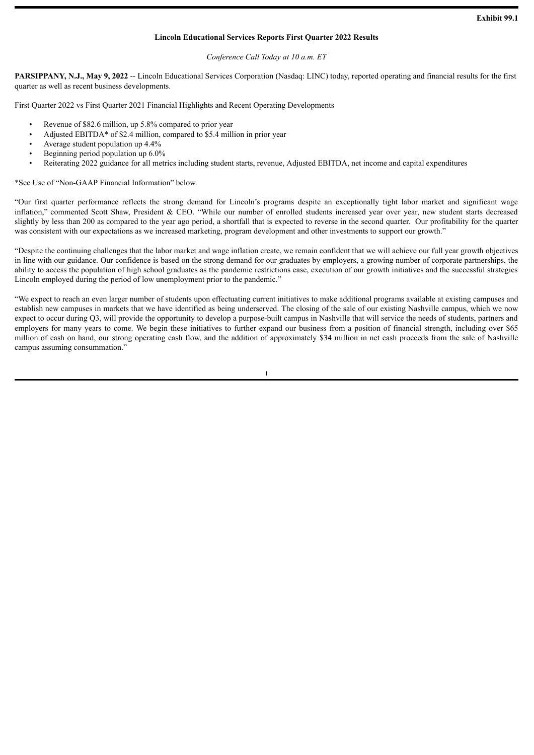**Exhibit 99.1**

# Lincoln Educational Services Reports First Quarter 2022 Results

*Conference Call Today at 10 a.m. ET*

**PARSIPPANY, N.J., May 9, 2022** -- Lincoln Educational Services Corporation (Nasdaq: LINC) today, reported operating and financial results for the first quarter as well as recent business developments.

First Quarter 2022 vs First Quarter 2021 Financial Highlights and Recent Operating Developments

- Revenue of $82.6 million, up 5.8% compared to prior year
- Adjusted EBITDA* of $2.4 million, compared to $5.4 million in prior year
- Average student population up 4.4%
- Beginning period population up 6.0%
- Reiterating 2022 guidance for all metrics including student starts, revenue, Adjusted EBITDA, net income and capital expenditures

*See Use of "Non-GAAP Financial Information" below.

"Our first quarter performance reflects the strong demand for Lincoln's programs despite an exceptionally tight labor market and significant wage inflation," commented Scott Shaw, President & CEO. "While our number of enrolled students increased year over year, new student starts decreased slightly by less than 200 as compared to the year ago period, a shortfall that is expected to reverse in the second quarter. Our profitability for the quarter was consistent with our expectations as we increased marketing, program development and other investments to support our growth."

"Despite the continuing challenges that the labor market and wage inflation create, we remain confident that we will achieve our full year growth objectives in line with our guidance. Our confidence is based on the strong demand for our graduates by employers, a growing number of corporate partnerships, the ability to access the population of high school graduates as the pandemic restrictions ease, execution of our growth initiatives and the successful strategies Lincoln employed during the period of low unemployment prior to the pandemic."

"We expect to reach an even larger number of students upon effectuating current initiatives to make additional programs available at existing campuses and establish new campuses in markets that we have identified as being underserved. The closing of the sale of our existing Nashville campus, which we now expect to occur during Q3, will provide the opportunity to develop a purpose-built campus in Nashville that will service the needs of students, partners and employers for many years to come. We begin these initiatives to further expand our business from a position of financial strength, including over $65 million of cash on hand, our strong operating cash flow, and the addition of approximately $34 million in net cash proceeds from the sale of Nashville campus assuming consummation."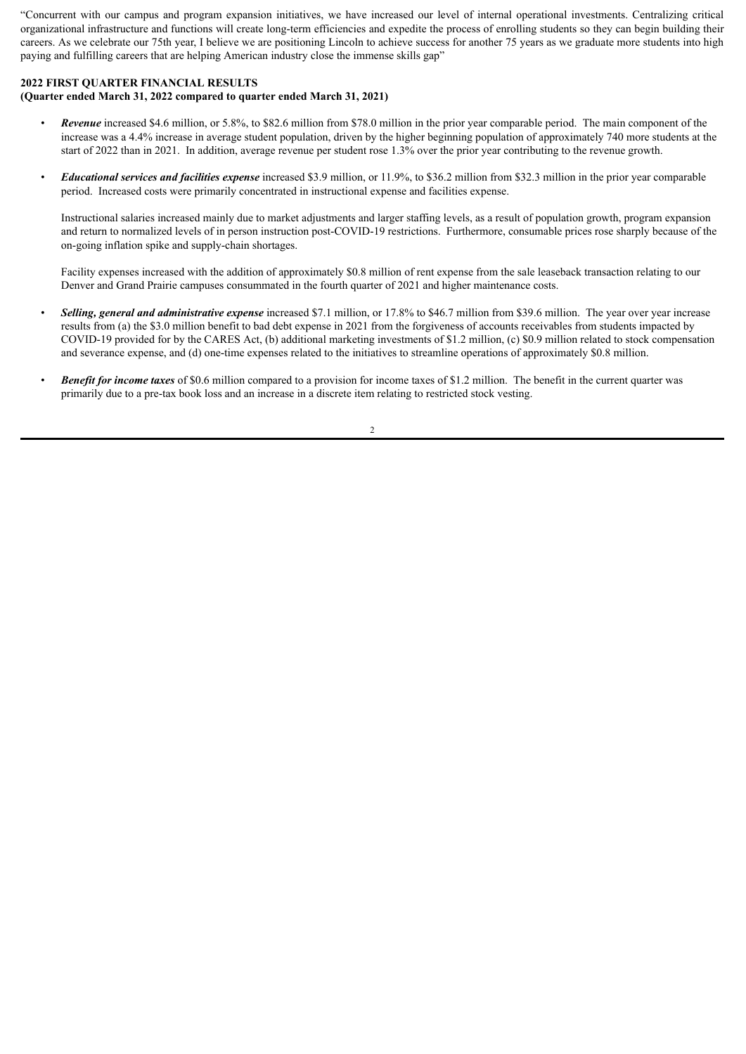"Concurrent with our campus and program expansion initiatives, we have increased our level of internal operational investments. Centralizing critical organizational infrastructure and functions will create long-term efficiencies and expedite the process of enrolling students so they can begin building their careers. As we celebrate our 75th year, I believe we are positioning Lincoln to achieve success for another 75 years as we graduate more students into high paying and fulfilling careers that are helping American industry close the immense skills gap"

**2022 FIRST QUARTER FINANCIAL RESULTS**
**(Quarter ended March 31, 2022 compared to quarter ended March 31, 2021)**

- ***Revenue*** increased $4.6 million, or 5.8%, to $82.6 million from $78.0 million in the prior year comparable period. The main component of the increase was a 4.4% increase in average student population, driven by the higher beginning population of approximately 740 more students at the start of 2022 than in 2021. In addition, average revenue per student rose 1.3% over the prior year contributing to the revenue growth.

- ***Educational services and facilities expense*** increased $3.9 million, or 11.9%, to $36.2 million from $32.3 million in the prior year comparable period. Increased costs were primarily concentrated in instructional expense and facilities expense.

  Instructional salaries increased mainly due to market adjustments and larger staffing levels, as a result of population growth, program expansion and return to normalized levels of in person instruction post-COVID-19 restrictions. Furthermore, consumable prices rose sharply because of the on-going inflation spike and supply-chain shortages.

  Facility expenses increased with the addition of approximately $0.8 million of rent expense from the sale leaseback transaction relating to our Denver and Grand Prairie campuses consummated in the fourth quarter of 2021 and higher maintenance costs.

- ***Selling, general and administrative expense*** increased $7.1 million, or 17.8% to $46.7 million from $39.6 million. The year over year increase results from (a) the $3.0 million benefit to bad debt expense in 2021 from the forgiveness of accounts receivables from students impacted by COVID-19 provided for by the CARES Act, (b) additional marketing investments of $1.2 million, (c) $0.9 million related to stock compensation and severance expense, and (d) one-time expenses related to the initiatives to streamline operations of approximately $0.8 million.

- ***Benefit for income taxes*** of $0.6 million compared to a provision for income taxes of $1.2 million. The benefit in the current quarter was primarily due to a pre-tax book loss and an increase in a discrete item relating to restricted stock vesting.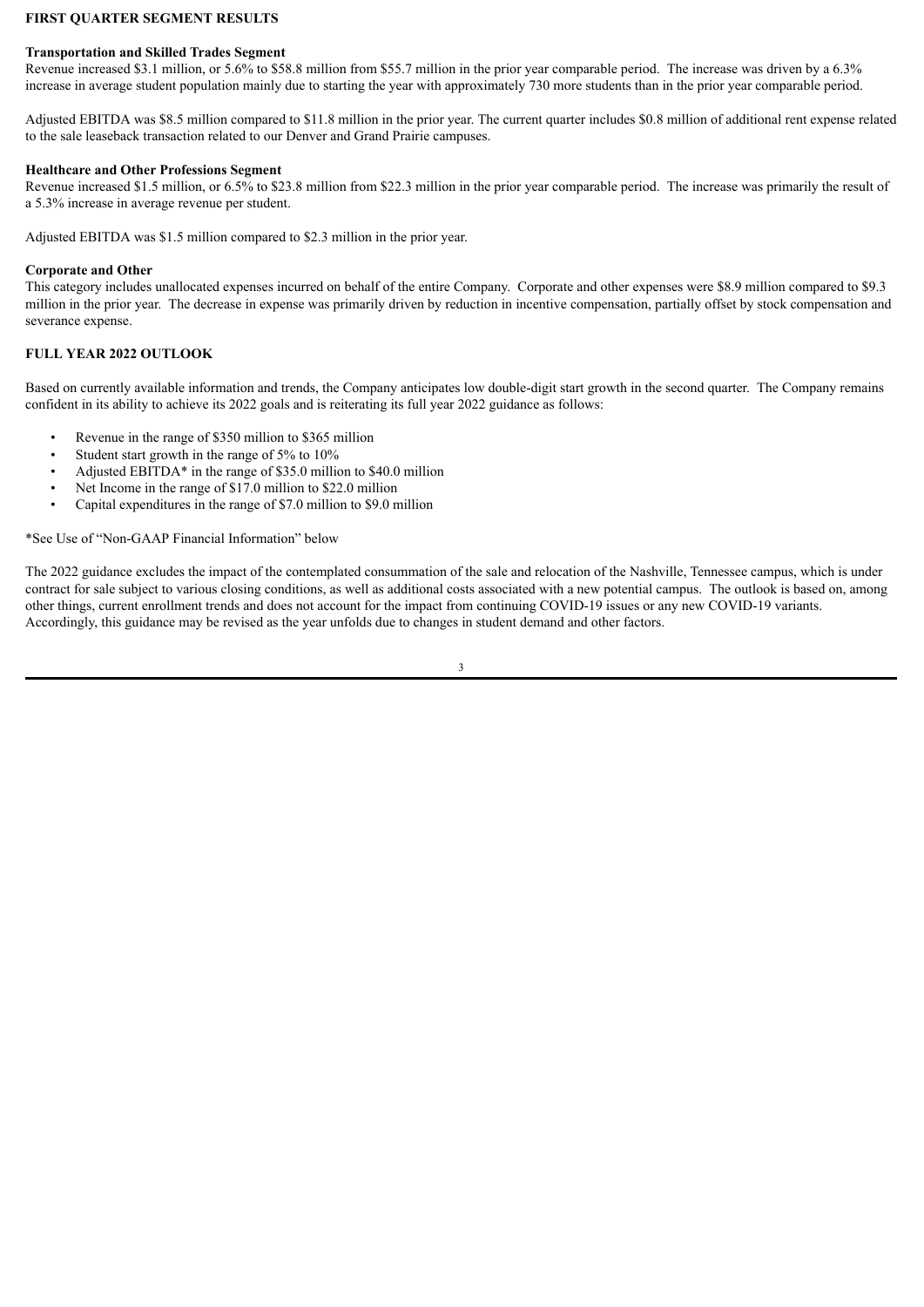## FIRST QUARTER SEGMENT RESULTS

### Transportation and Skilled Trades Segment

Revenue increased $3.1 million, or 5.6% to $58.8 million from $55.7 million in the prior year comparable period. The increase was driven by a 6.3% increase in average student population mainly due to starting the year with approximately 730 more students than in the prior year comparable period.

Adjusted EBITDA was $8.5 million compared to $11.8 million in the prior year. The current quarter includes $0.8 million of additional rent expense related to the sale leaseback transaction related to our Denver and Grand Prairie campuses.

### Healthcare and Other Professions Segment

Revenue increased $1.5 million, or 6.5% to $23.8 million from $22.3 million in the prior year comparable period. The increase was primarily the result of a 5.3% increase in average revenue per student.

Adjusted EBITDA was $1.5 million compared to $2.3 million in the prior year.

### Corporate and Other

This category includes unallocated expenses incurred on behalf of the entire Company. Corporate and other expenses were $8.9 million compared to $9.3 million in the prior year. The decrease in expense was primarily driven by reduction in incentive compensation, partially offset by stock compensation and severance expense.

## FULL YEAR 2022 OUTLOOK

Based on currently available information and trends, the Company anticipates low double-digit start growth in the second quarter. The Company remains confident in its ability to achieve its 2022 goals and is reiterating its full year 2022 guidance as follows:

- Revenue in the range of $350 million to $365 million
- Student start growth in the range of 5% to 10%
- Adjusted EBITDA* in the range of $35.0 million to $40.0 million
- Net Income in the range of $17.0 million to $22.0 million
- Capital expenditures in the range of $7.0 million to $9.0 million

*See Use of "Non-GAAP Financial Information" below

The 2022 guidance excludes the impact of the contemplated consummation of the sale and relocation of the Nashville, Tennessee campus, which is under contract for sale subject to various closing conditions, as well as additional costs associated with a new potential campus. The outlook is based on, among other things, current enrollment trends and does not account for the impact from continuing COVID-19 issues or any new COVID-19 variants. Accordingly, this guidance may be revised as the year unfolds due to changes in student demand and other factors.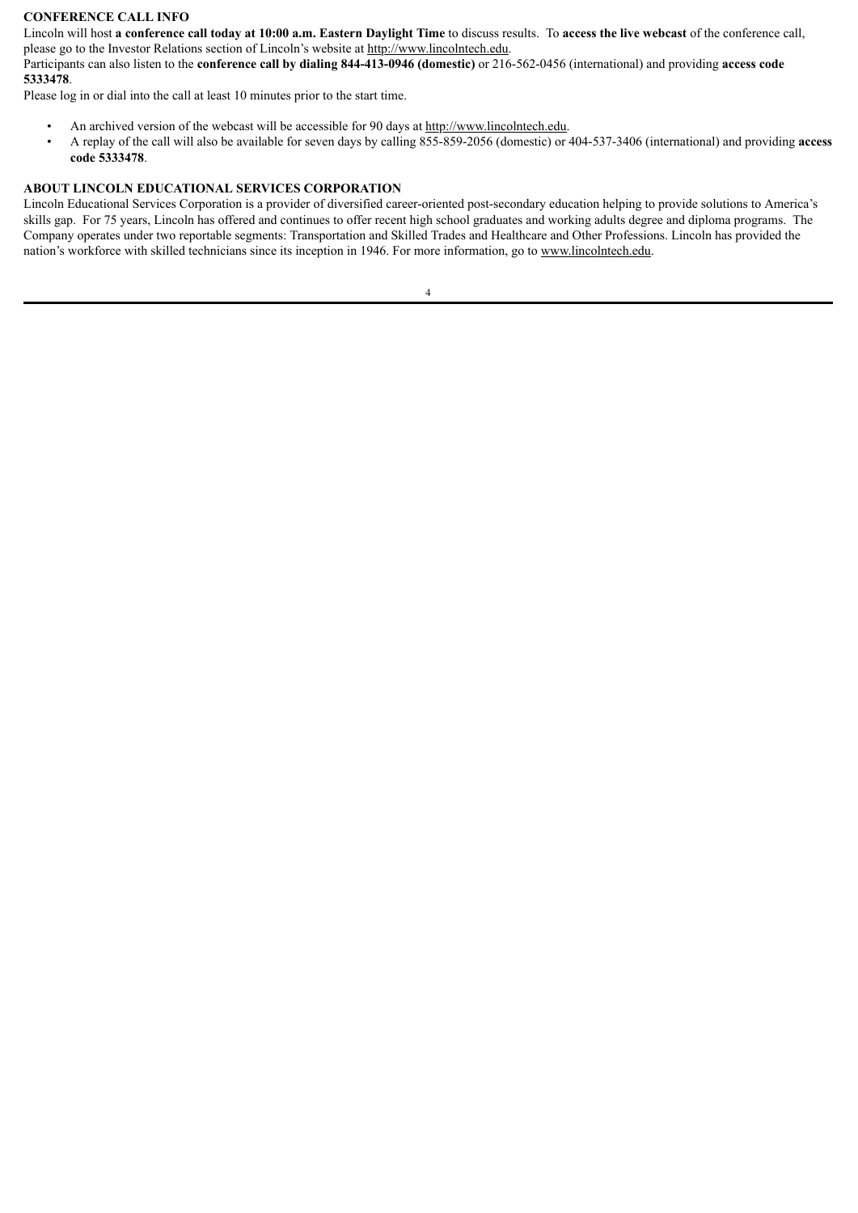**CONFERENCE CALL INFO**

Lincoln will host **a conference call today at 10:00 a.m. Eastern Daylight Time** to discuss results. To **access the live webcast** of the conference call, please go to the Investor Relations section of Lincoln's website at http://www.lincolntech.edu.

Participants can also listen to the **conference call by dialing 844-413-0946 (domestic)** or 216-562-0456 (international) and providing **access code 5333478**.

Please log in or dial into the call at least 10 minutes prior to the start time.

- An archived version of the webcast will be accessible for 90 days at http://www.lincolntech.edu.
- A replay of the call will also be available for seven days by calling 855-859-2056 (domestic) or 404-537-3406 (international) and providing **access code 5333478**.

**ABOUT LINCOLN EDUCATIONAL SERVICES CORPORATION**

Lincoln Educational Services Corporation is a provider of diversified career-oriented post-secondary education helping to provide solutions to America's skills gap. For 75 years, Lincoln has offered and continues to offer recent high school graduates and working adults degree and diploma programs. The Company operates under two reportable segments: Transportation and Skilled Trades and Healthcare and Other Professions. Lincoln has provided the nation's workforce with skilled technicians since its inception in 1946. For more information, go to www.lincolntech.edu.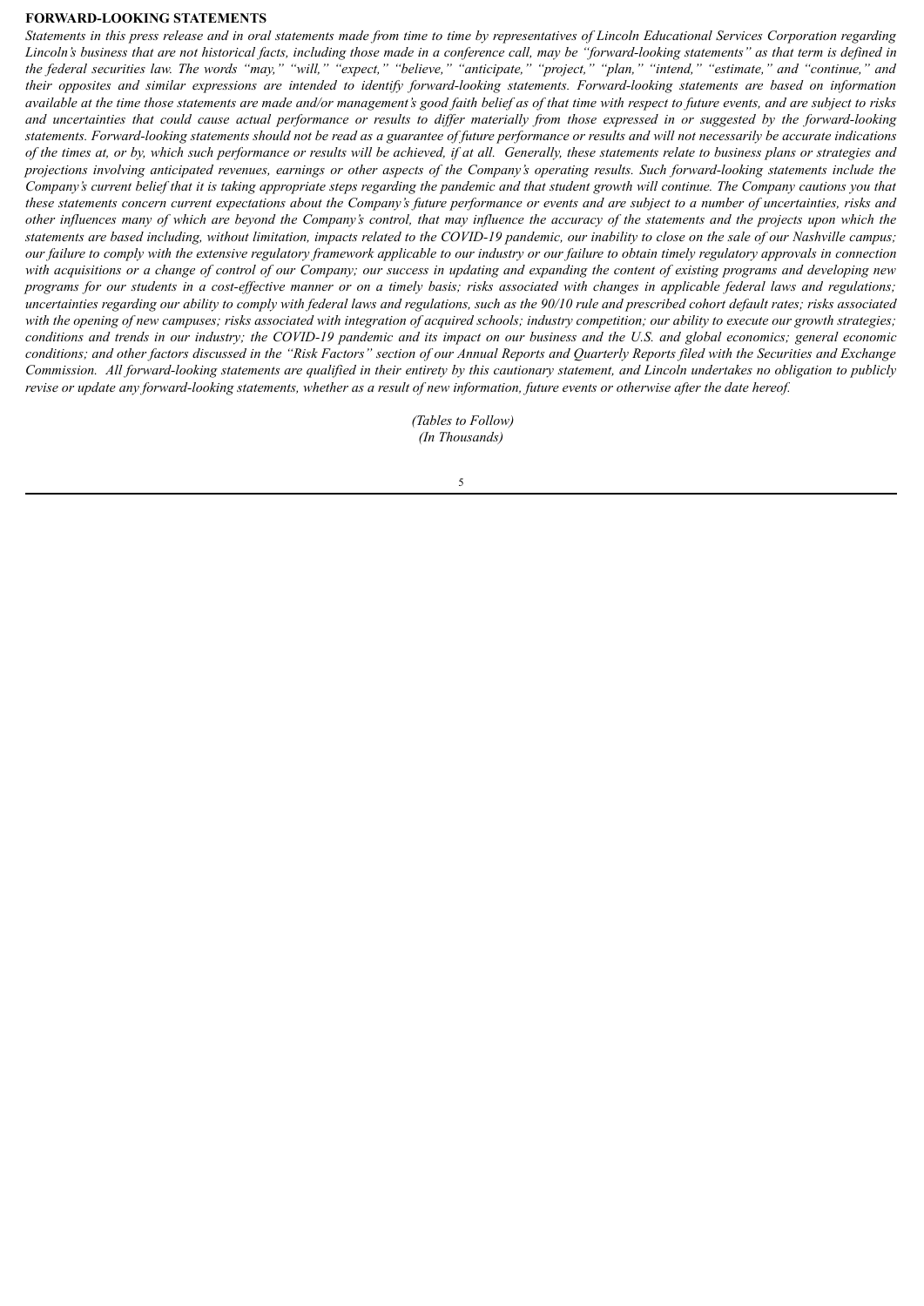**FORWARD-LOOKING STATEMENTS**

*Statements in this press release and in oral statements made from time to time by representatives of Lincoln Educational Services Corporation regarding Lincoln's business that are not historical facts, including those made in a conference call, may be "forward-looking statements" as that term is defined in the federal securities law. The words "may," "will," "expect," "believe," "anticipate," "project," "plan," "intend," "estimate," and "continue," and their opposites and similar expressions are intended to identify forward-looking statements. Forward-looking statements are based on information available at the time those statements are made and/or management's good faith belief as of that time with respect to future events, and are subject to risks and uncertainties that could cause actual performance or results to differ materially from those expressed in or suggested by the forward-looking statements. Forward-looking statements should not be read as a guarantee of future performance or results and will not necessarily be accurate indications of the times at, or by, which such performance or results will be achieved, if at all. Generally, these statements relate to business plans or strategies and projections involving anticipated revenues, earnings or other aspects of the Company's operating results. Such forward-looking statements include the Company's current belief that it is taking appropriate steps regarding the pandemic and that student growth will continue. The Company cautions you that these statements concern current expectations about the Company's future performance or events and are subject to a number of uncertainties, risks and other influences many of which are beyond the Company's control, that may influence the accuracy of the statements and the projects upon which the statements are based including, without limitation, impacts related to the COVID-19 pandemic, our inability to close on the sale of our Nashville campus; our failure to comply with the extensive regulatory framework applicable to our industry or our failure to obtain timely regulatory approvals in connection with acquisitions or a change of control of our Company; our success in updating and expanding the content of existing programs and developing new programs for our students in a cost-effective manner or on a timely basis; risks associated with changes in applicable federal laws and regulations; uncertainties regarding our ability to comply with federal laws and regulations, such as the 90/10 rule and prescribed cohort default rates; risks associated with the opening of new campuses; risks associated with integration of acquired schools; industry competition; our ability to execute our growth strategies; conditions and trends in our industry; the COVID-19 pandemic and its impact on our business and the U.S. and global economics; general economic conditions; and other factors discussed in the "Risk Factors" section of our Annual Reports and Quarterly Reports filed with the Securities and Exchange Commission. All forward-looking statements are qualified in their entirety by this cautionary statement, and Lincoln undertakes no obligation to publicly revise or update any forward-looking statements, whether as a result of new information, future events or otherwise after the date hereof.*

*(Tables to Follow)*
*(In Thousands)*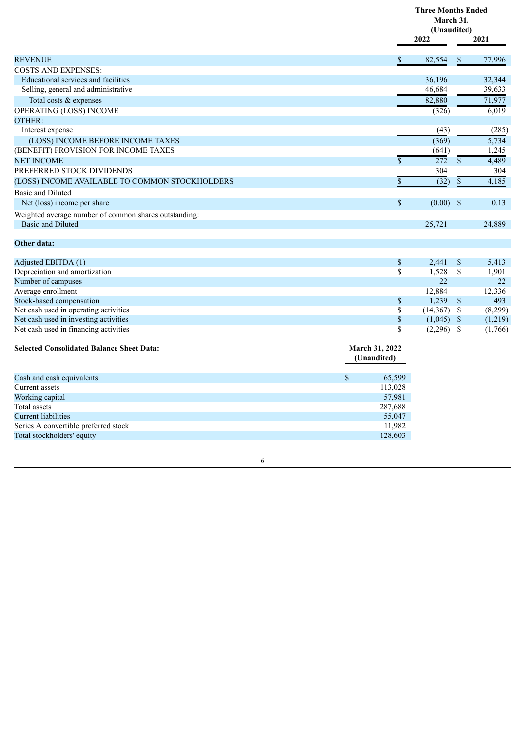| | Three Months Ended March 31, (Unaudited) | |
|---|---|---|
| | 2022 | 2021 |
| REVENUE | $ 82,554 | $ 77,996 |
| COSTS AND EXPENSES: | | |
| Educational services and facilities | 36,196 | 32,344 |
| Selling, general and administrative | 46,684 | 39,633 |
| Total costs & expenses | 82,880 | 71,977 |
| OPERATING (LOSS) INCOME | (326) | 6,019 |
| OTHER: | | |
| Interest expense | (43) | (285) |
| (LOSS) INCOME BEFORE INCOME TAXES | (369) | 5,734 |
| (BENEFIT) PROVISION FOR INCOME TAXES | (641) | 1,245 |
| NET INCOME | $ 272 | $ 4,489 |
| PREFERRED STOCK DIVIDENDS | 304 | 304 |
| (LOSS) INCOME AVAILABLE TO COMMON STOCKHOLDERS | $ (32) | $ 4,185 |
| Basic and Diluted | | |
| Net (loss) income per share | $ (0.00) | $ 0.13 |
| Weighted average number of common shares outstanding: | | |
| Basic and Diluted | 25,721 | 24,889 |

**Other data:**

| | 2022 | 2021 |
|---|---|---|
| Adjusted EBITDA (1) | $ 2,441 | $ 5,413 |
| Depreciation and amortization | $ 1,528 | $ 1,901 |
| Number of campuses | 22 | 22 |
| Average enrollment | 12,884 | 12,336 |
| Stock-based compensation | $ 1,239 | $ 493 |
| Net cash used in operating activities | $ (14,367) | $ (8,299) |
| Net cash used in investing activities | $ (1,045) | $ (1,219) |
| Net cash used in financing activities | $ (2,296) | $ (1,766) |

| Selected Consolidated Balance Sheet Data: | March 31, 2022 (Unaudited) |
|---|---|
| Cash and cash equivalents | $ 65,599 |
| Current assets | 113,028 |
| Working capital | 57,981 |
| Total assets | 287,688 |
| Current liabilities | 55,047 |
| Series A convertible preferred stock | 11,982 |
| Total stockholders' equity | 128,603 |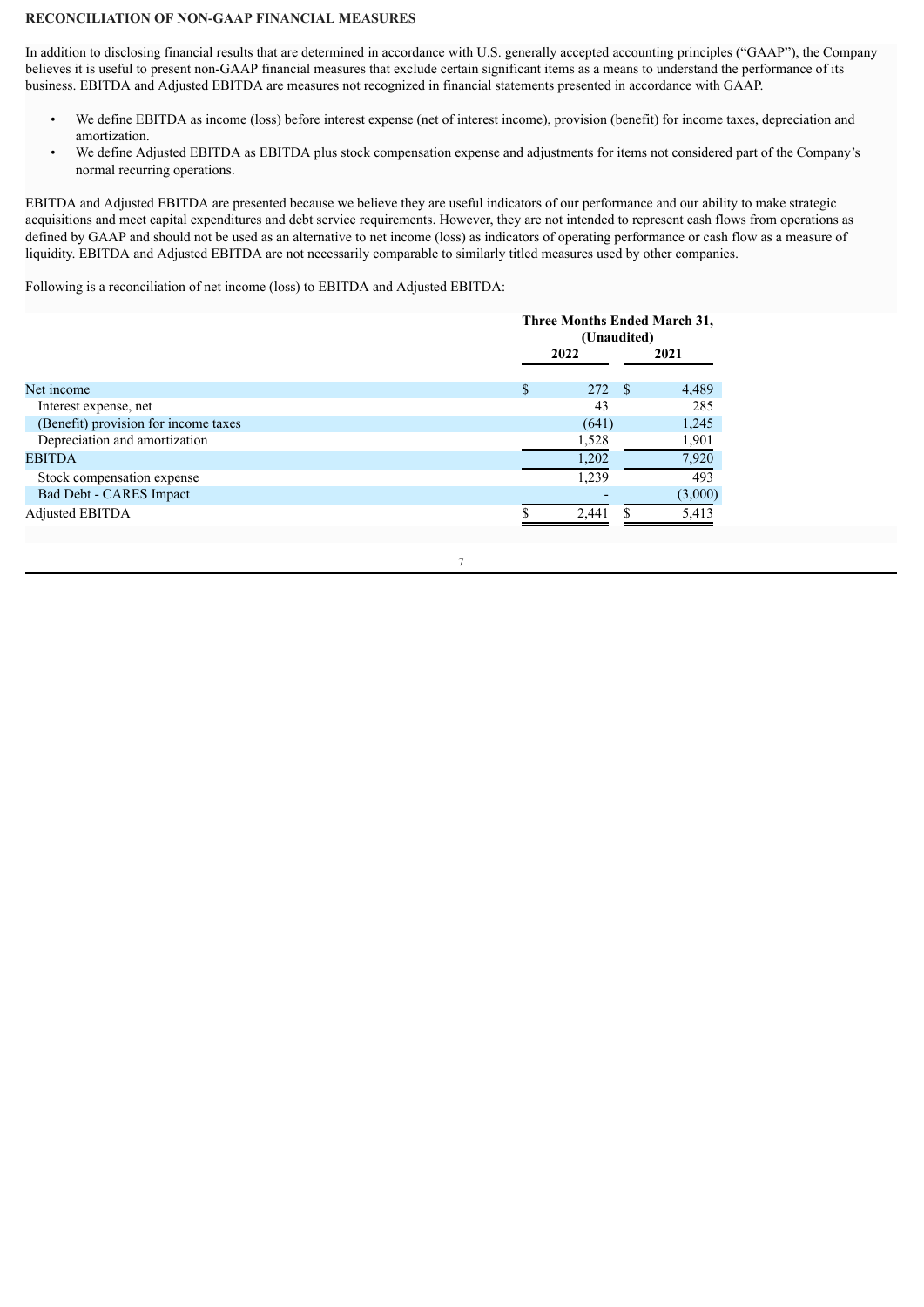## RECONCILIATION OF NON-GAAP FINANCIAL MEASURES

In addition to disclosing financial results that are determined in accordance with U.S. generally accepted accounting principles ("GAAP"), the Company believes it is useful to present non-GAAP financial measures that exclude certain significant items as a means to understand the performance of its business. EBITDA and Adjusted EBITDA are measures not recognized in financial statements presented in accordance with GAAP.

- We define EBITDA as income (loss) before interest expense (net of interest income), provision (benefit) for income taxes, depreciation and amortization.
- We define Adjusted EBITDA as EBITDA plus stock compensation expense and adjustments for items not considered part of the Company's normal recurring operations.

EBITDA and Adjusted EBITDA are presented because we believe they are useful indicators of our performance and our ability to make strategic acquisitions and meet capital expenditures and debt service requirements. However, they are not intended to represent cash flows from operations as defined by GAAP and should not be used as an alternative to net income (loss) as indicators of operating performance or cash flow as a measure of liquidity. EBITDA and Adjusted EBITDA are not necessarily comparable to similarly titled measures used by other companies.

Following is a reconciliation of net income (loss) to EBITDA and Adjusted EBITDA:

| | Three Months Ended March 31, (Unaudited) | |
|---|---|---|
| | 2022 | 2021 |
| Net income | $ 272 | $ 4,489 |
| Interest expense, net | 43 | 285 |
| (Benefit) provision for income taxes | (641) | 1,245 |
| Depreciation and amortization | 1,528 | 1,901 |
| EBITDA | 1,202 | 7,920 |
| Stock compensation expense | 1,239 | 493 |
| Bad Debt - CARES Impact | - | (3,000) |
| Adjusted EBITDA | $ 2,441 | $ 5,413 |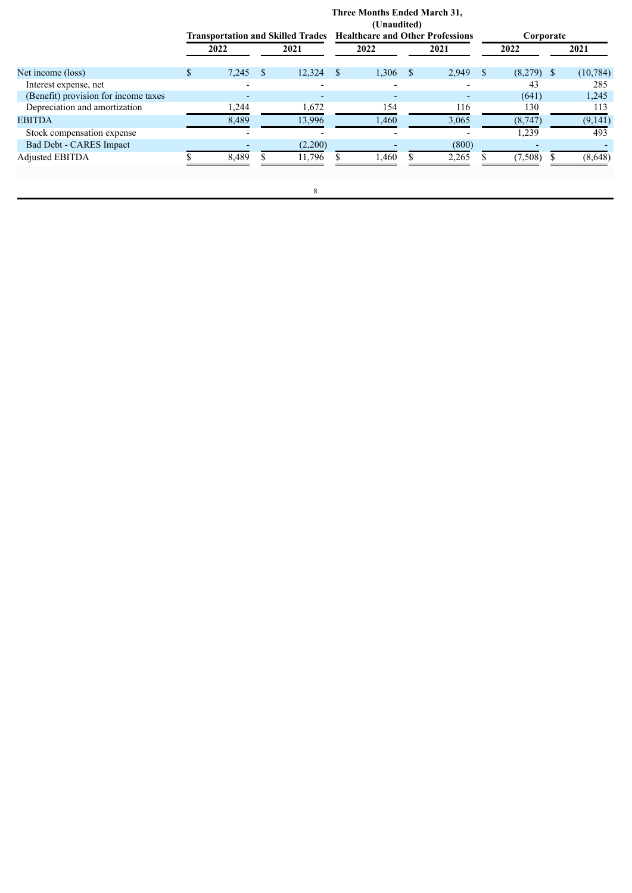| | Three Months Ended March 31, (Unaudited) | | | | | |
|---|---|---|---|---|---|---|
| | Transportation and Skilled Trades | | Healthcare and Other Professions | | Corporate | |
| | 2022 | 2021 | 2022 | 2021 | 2022 | 2021 |
| Net income (loss) | $ 7,245 | $ 12,324 | $ 1,306 | $ 2,949 | $ (8,279) | $ (10,784) |
| Interest expense, net | - | - | - | - | 43 | 285 |
| (Benefit) provision for income taxes | - | - | - | - | (641) | 1,245 |
| Depreciation and amortization | 1,244 | 1,672 | 154 | 116 | 130 | 113 |
| EBITDA | 8,489 | 13,996 | 1,460 | 3,065 | (8,747) | (9,141) |
| Stock compensation expense | - | - | - | - | 1,239 | 493 |
| Bad Debt - CARES Impact | - | (2,200) | - | (800) | - | - |
| Adjusted EBITDA | $ 8,489 | $ 11,796 | $ 1,460 | $ 2,265 | $ (7,508) | $ (8,648) |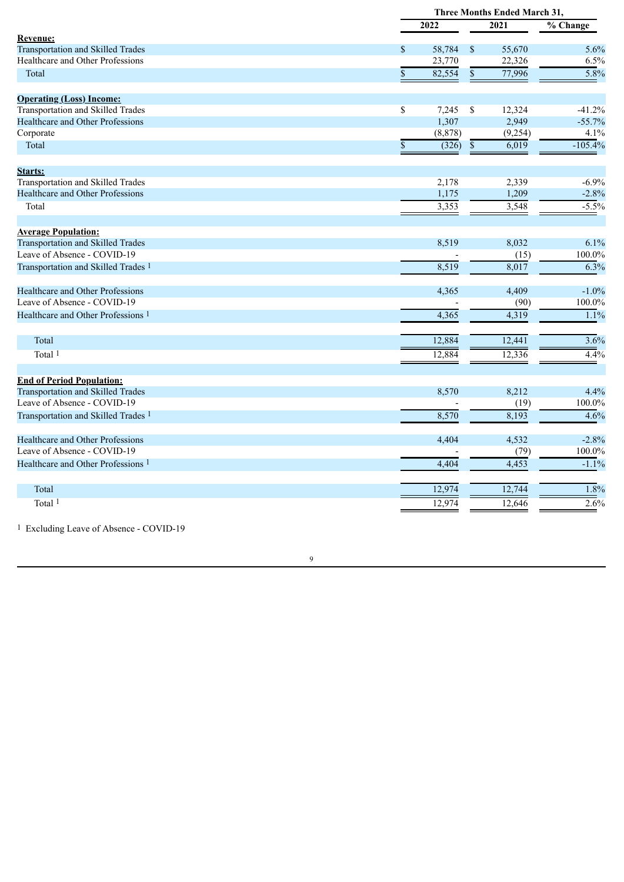| | Three Months Ended March 31, | | |
|---|---|---|---|
| | 2022 | 2021 | % Change |
| **Revenue:** | | | |
| Transportation and Skilled Trades | $ 58,784 | $ 55,670 | 5.6% |
| Healthcare and Other Professions | 23,770 | 22,326 | 6.5% |
| Total | $ 82,554 | $ 77,996 | 5.8% |
| | | | |
| **Operating (Loss) Income:** | | | |
| Transportation and Skilled Trades | $ 7,245 | $ 12,324 | -41.2% |
| Healthcare and Other Professions | 1,307 | 2,949 | -55.7% |
| Corporate | (8,878) | (9,254) | 4.1% |
| Total | $ (326) | $ 6,019 | -105.4% |
| | | | |
| **Starts:** | | | |
| Transportation and Skilled Trades | 2,178 | 2,339 | -6.9% |
| Healthcare and Other Professions | 1,175 | 1,209 | -2.8% |
| Total | 3,353 | 3,548 | -5.5% |
| | | | |
| **Average Population:** | | | |
| Transportation and Skilled Trades | 8,519 | 8,032 | 6.1% |
| Leave of Absence - COVID-19 | - | (15) | 100.0% |
| Transportation and Skilled Trades [1] | 8,519 | 8,017 | 6.3% |
| | | | |
| Healthcare and Other Professions | 4,365 | 4,409 | -1.0% |
| Leave of Absence - COVID-19 | - | (90) | 100.0% |
| Healthcare and Other Professions [1] | 4,365 | 4,319 | 1.1% |
| | | | |
| Total | 12,884 | 12,441 | 3.6% |
| Total [1] | 12,884 | 12,336 | 4.4% |
| | | | |
| **End of Period Population:** | | | |
| Transportation and Skilled Trades | 8,570 | 8,212 | 4.4% |
| Leave of Absence - COVID-19 | - | (19) | 100.0% |
| Transportation and Skilled Trades [1] | 8,570 | 8,193 | 4.6% |
| | | | |
| Healthcare and Other Professions | 4,404 | 4,532 | -2.8% |
| Leave of Absence - COVID-19 | - | (79) | 100.0% |
| Healthcare and Other Professions [1] | 4,404 | 4,453 | -1.1% |
| | | | |
| Total | 12,974 | 12,744 | 1.8% |
| Total [1] | 12,974 | 12,646 | 2.6% |

[1] Excluding Leave of Absence - COVID-19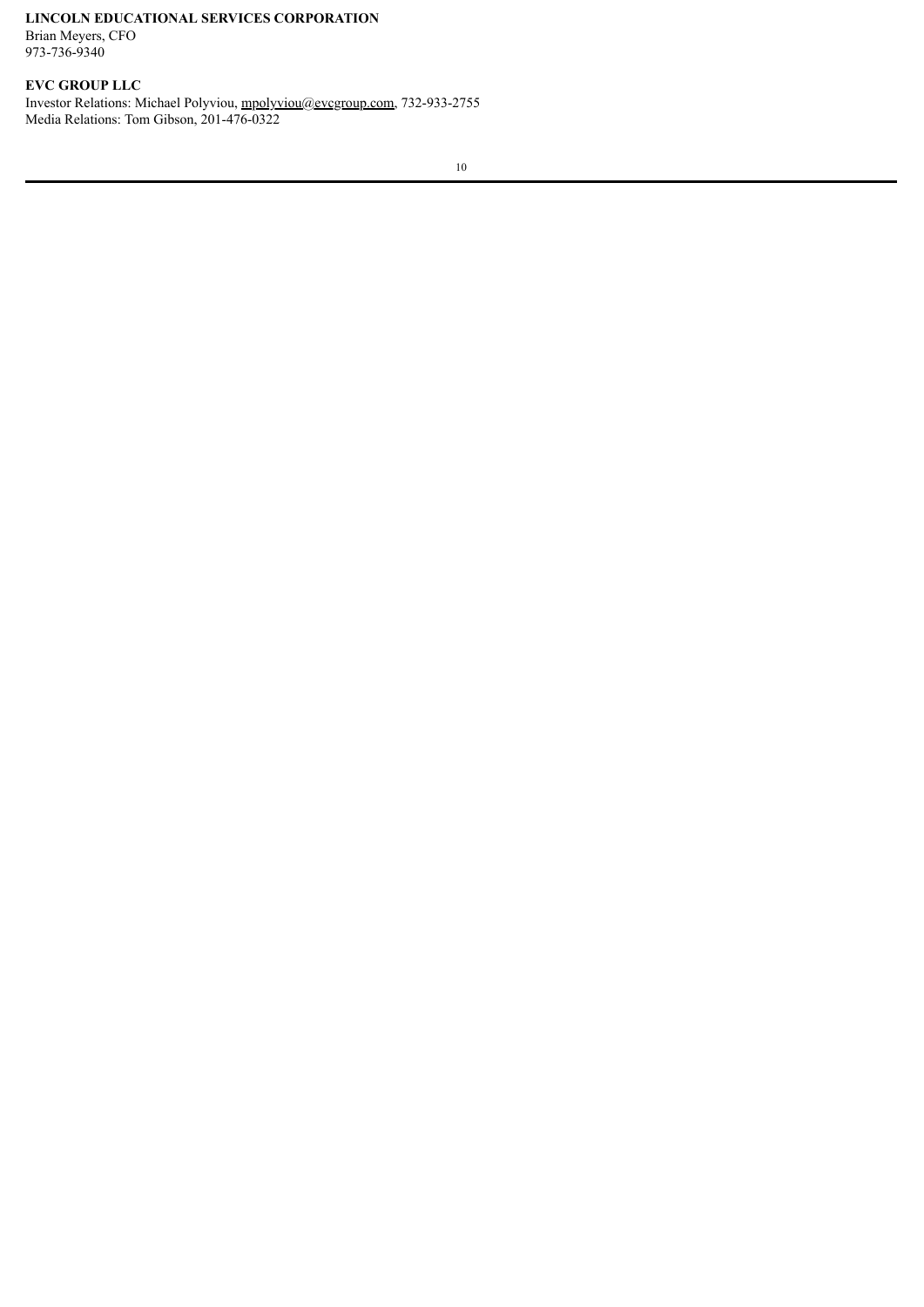**LINCOLN EDUCATIONAL SERVICES CORPORATION**
Brian Meyers, CFO
973-736-9340

**EVC GROUP LLC**
Investor Relations: Michael Polyviou, mpolyviou@evcgroup.com, 732-933-2755
Media Relations: Tom Gibson, 201-476-0322